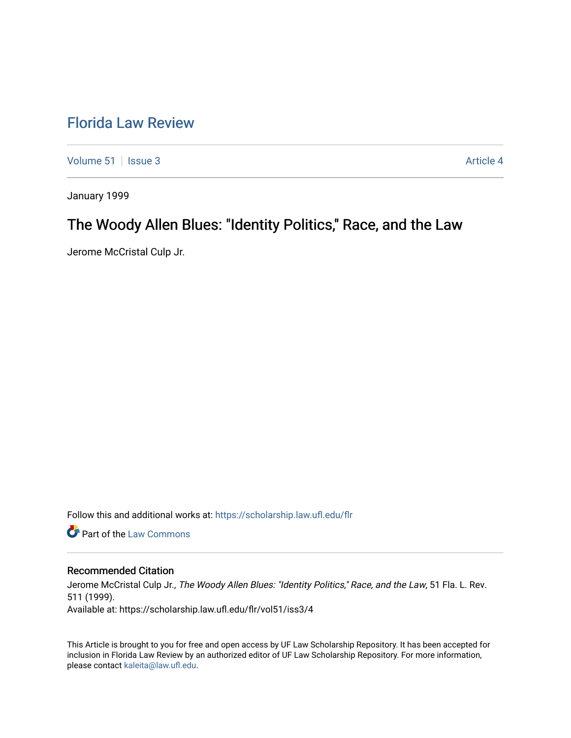# Florida Law Review

Volume 51 | Issue 3 | Article 4

January 1999

## The Woody Allen Blues: "Identity Politics," Race, and the Law

Jerome McCristal Culp Jr.

Follow this and additional works at: https://scholarship.law.ufl.edu/flr

Part of the Law Commons

### Recommended Citation

Jerome McCristal Culp Jr., *The Woody Allen Blues: "Identity Politics," Race, and the Law*, 51 Fla. L. Rev. 511 (1999).
Available at: https://scholarship.law.ufl.edu/flr/vol51/iss3/4

This Article is brought to you for free and open access by UF Law Scholarship Repository. It has been accepted for inclusion in Florida Law Review by an authorized editor of UF Law Scholarship Repository. For more information, please contact kaleita@law.ufl.edu.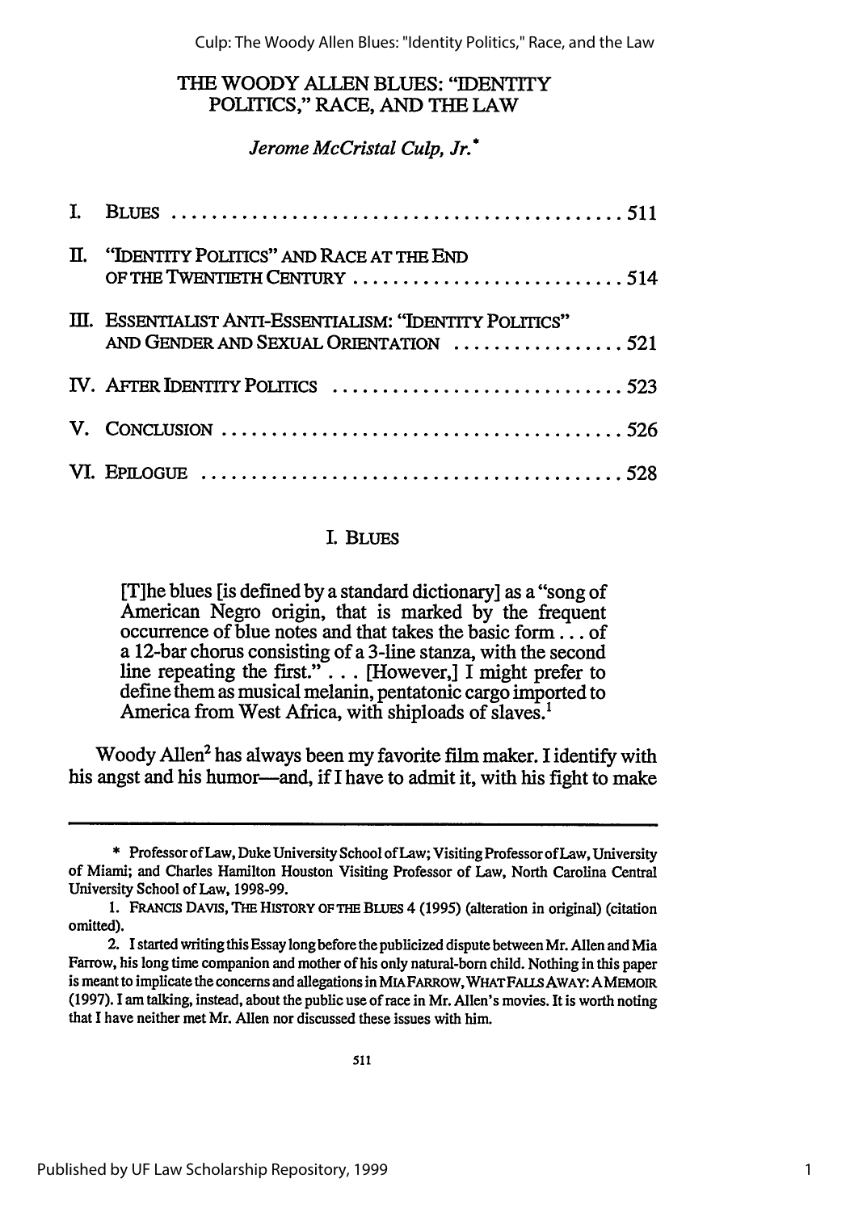# THE WOODY ALLEN BLUES: "IDENTITY POLITICS," RACE, AND THE LAW

*Jerome McCristal Culp, Jr.*[*]

| | | |
|---|---|---|
| I. | BLUES | 511 |
| II. | "IDENTITY POLITICS" AND RACE AT THE END OF THE TWENTIETH CENTURY | 514 |
| III. | ESSENTIALIST ANTI-ESSENTIALISM: "IDENTITY POLITICS" AND GENDER AND SEXUAL ORIENTATION | 521 |
| IV. | AFTER IDENTITY POLITICS | 523 |
| V. | CONCLUSION | 526 |
| VI. | EPILOGUE | 528 |

## I. BLUES

> [T]he blues [is defined by a standard dictionary] as a "song of American Negro origin, that is marked by the frequent occurrence of blue notes and that takes the basic form . . . of a 12-bar chorus consisting of a 3-line stanza, with the second line repeating the first." . . . [However,] I might prefer to define them as musical melanin, pentatonic cargo imported to America from West Africa, with shiploads of slaves.[1]

Woody Allen[2] has always been my favorite film maker. I identify with his angst and his humor—and, if I have to admit it, with his fight to make

---

\* Professor of Law, Duke University School of Law; Visiting Professor of Law, University of Miami; and Charles Hamilton Houston Visiting Professor of Law, North Carolina Central University School of Law, 1998-99.

1. FRANCIS DAVIS, THE HISTORY OF THE BLUES 4 (1995) (alteration in original) (citation omitted).

2. I started writing this Essay long before the publicized dispute between Mr. Allen and Mia Farrow, his long time companion and mother of his only natural-born child. Nothing in this paper is meant to implicate the concerns and allegations in MIA FARROW, WHAT FALLS AWAY: A MEMOIR (1997). I am talking, instead, about the public use of race in Mr. Allen's movies. It is worth noting that I have neither met Mr. Allen nor discussed these issues with him.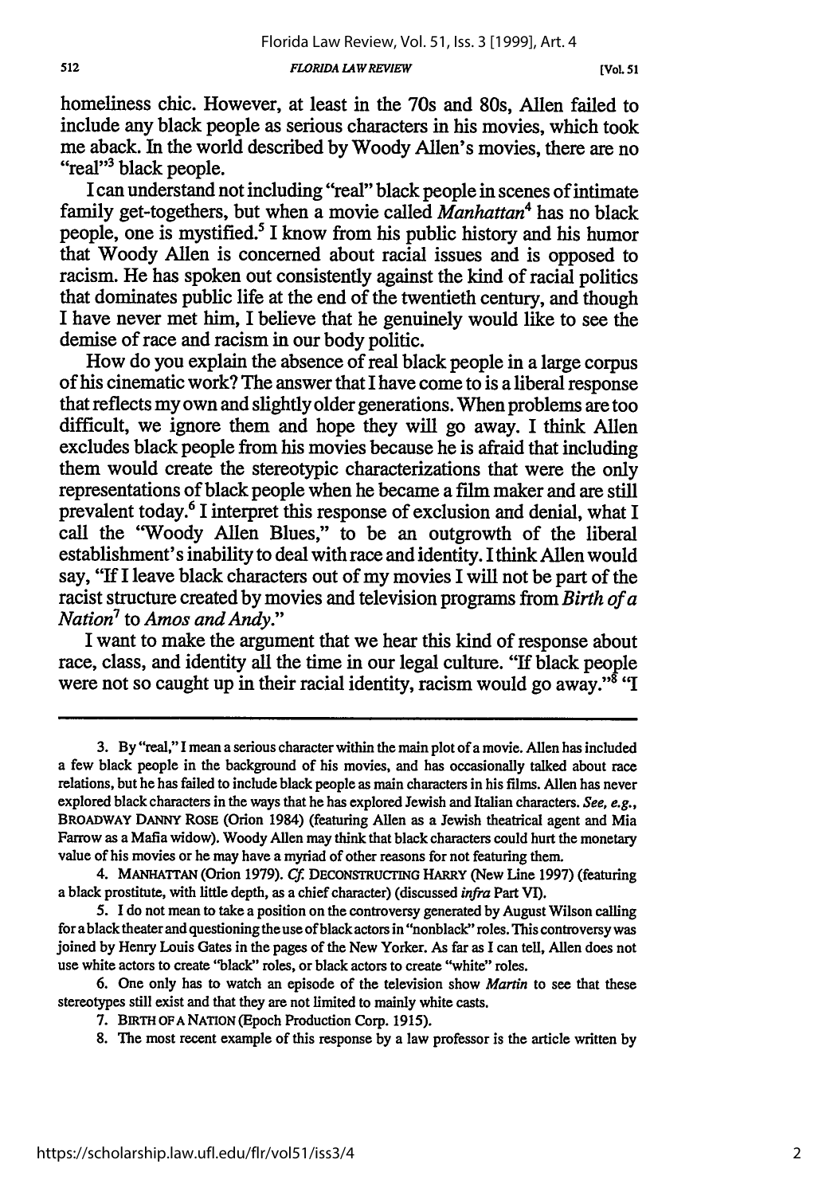homeliness chic. However, at least in the 70s and 80s, Allen failed to include any black people as serious characters in his movies, which took me aback. In the world described by Woody Allen's movies, there are no "real"[3] black people.

I can understand not including "real" black people in scenes of intimate family get-togethers, but when a movie called *Manhattan*[4] has no black people, one is mystified.[5] I know from his public history and his humor that Woody Allen is concerned about racial issues and is opposed to racism. He has spoken out consistently against the kind of racial politics that dominates public life at the end of the twentieth century, and though I have never met him, I believe that he genuinely would like to see the demise of race and racism in our body politic.

How do you explain the absence of real black people in a large corpus of his cinematic work? The answer that I have come to is a liberal response that reflects my own and slightly older generations. When problems are too difficult, we ignore them and hope they will go away. I think Allen excludes black people from his movies because he is afraid that including them would create the stereotypic characterizations that were the only representations of black people when he became a film maker and are still prevalent today.[6] I interpret this response of exclusion and denial, what I call the "Woody Allen Blues," to be an outgrowth of the liberal establishment's inability to deal with race and identity. I think Allen would say, "If I leave black characters out of my movies I will not be part of the racist structure created by movies and television programs from *Birth of a Nation*[7] to *Amos and Andy*."

I want to make the argument that we hear this kind of response about race, class, and identity all the time in our legal culture. "If black people were not so caught up in their racial identity, racism would go away."[8] "I

---

3. By "real," I mean a serious character within the main plot of a movie. Allen has included a few black people in the background of his movies, and has occasionally talked about race relations, but he has failed to include black people as main characters in his films. Allen has never explored black characters in the ways that he has explored Jewish and Italian characters. *See, e.g.*, BROADWAY DANNY ROSE (Orion 1984) (featuring Allen as a Jewish theatrical agent and Mia Farrow as a Mafia widow). Woody Allen may think that black characters could hurt the monetary value of his movies or he may have a myriad of other reasons for not featuring them.

4. MANHATTAN (Orion 1979). *Cf.* DECONSTRUCTING HARRY (New Line 1997) (featuring a black prostitute, with little depth, as a chief character) (discussed *infra* Part VI).

5. I do not mean to take a position on the controversy generated by August Wilson calling for a black theater and questioning the use of black actors in "nonblack" roles. This controversy was joined by Henry Louis Gates in the pages of the New Yorker. As far as I can tell, Allen does not use white actors to create "black" roles, or black actors to create "white" roles.

6. One only has to watch an episode of the television show *Martin* to see that these stereotypes still exist and that they are not limited to mainly white casts.

7. BIRTH OF A NATION (Epoch Production Corp. 1915).

8. The most recent example of this response by a law professor is the article written by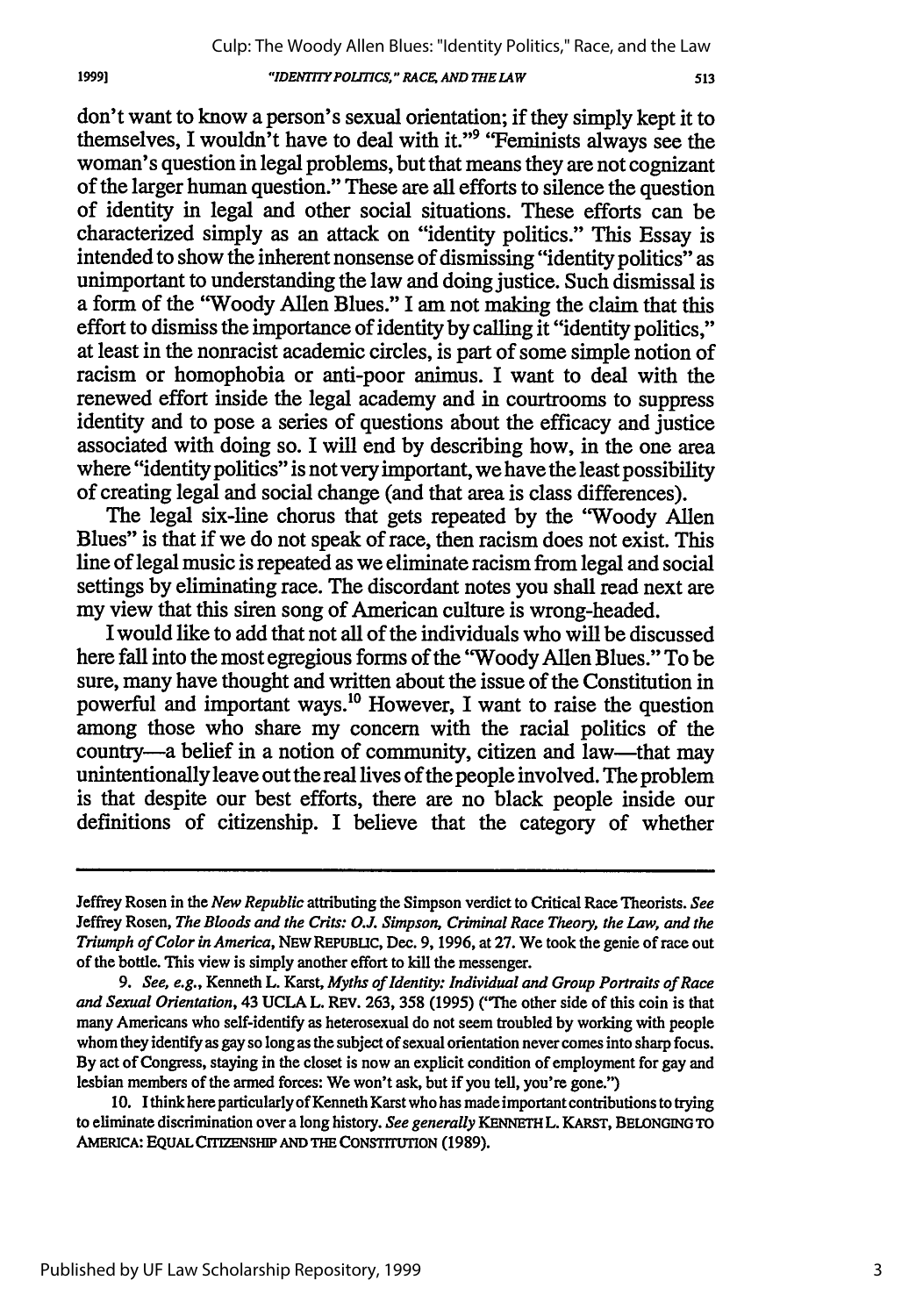don't want to know a person's sexual orientation; if they simply kept it to themselves, I wouldn't have to deal with it."[9] "Feminists always see the woman's question in legal problems, but that means they are not cognizant of the larger human question." These are all efforts to silence the question of identity in legal and other social situations. These efforts can be characterized simply as an attack on "identity politics." This Essay is intended to show the inherent nonsense of dismissing "identity politics" as unimportant to understanding the law and doing justice. Such dismissal is a form of the "Woody Allen Blues." I am not making the claim that this effort to dismiss the importance of identity by calling it "identity politics," at least in the nonracist academic circles, is part of some simple notion of racism or homophobia or anti-poor animus. I want to deal with the renewed effort inside the legal academy and in courtrooms to suppress identity and to pose a series of questions about the efficacy and justice associated with doing so. I will end by describing how, in the one area where "identity politics" is not very important, we have the least possibility of creating legal and social change (and that area is class differences).

The legal six-line chorus that gets repeated by the "Woody Allen Blues" is that if we do not speak of race, then racism does not exist. This line of legal music is repeated as we eliminate racism from legal and social settings by eliminating race. The discordant notes you shall read next are my view that this siren song of American culture is wrong-headed.

I would like to add that not all of the individuals who will be discussed here fall into the most egregious forms of the "Woody Allen Blues." To be sure, many have thought and written about the issue of the Constitution in powerful and important ways.[10] However, I want to raise the question among those who share my concern with the racial politics of the country—a belief in a notion of community, citizen and law—that may unintentionally leave out the real lives of the people involved. The problem is that despite our best efforts, there are no black people inside our definitions of citizenship. I believe that the category of whether

---

Jeffrey Rosen in the *New Republic* attributing the Simpson verdict to Critical Race Theorists. *See* Jeffrey Rosen, *The Bloods and the Crits: O.J. Simpson, Criminal Race Theory, the Law, and the Triumph of Color in America*, NEW REPUBLIC, Dec. 9, 1996, at 27. We took the genie of race out of the bottle. This view is simply another effort to kill the messenger.

9. *See, e.g.*, Kenneth L. Karst, *Myths of Identity: Individual and Group Portraits of Race and Sexual Orientation*, 43 UCLA L. REV. 263, 358 (1995) ("The other side of this coin is that many Americans who self-identify as heterosexual do not seem troubled by working with people whom they identify as gay so long as the subject of sexual orientation never comes into sharp focus. By act of Congress, staying in the closet is now an explicit condition of employment for gay and lesbian members of the armed forces: We won't ask, but if you tell, you're gone.")

10. I think here particularly of Kenneth Karst who has made important contributions to trying to eliminate discrimination over a long history. *See generally* KENNETH L. KARST, BELONGING TO AMERICA: EQUAL CITIZENSHIP AND THE CONSTITUTION (1989).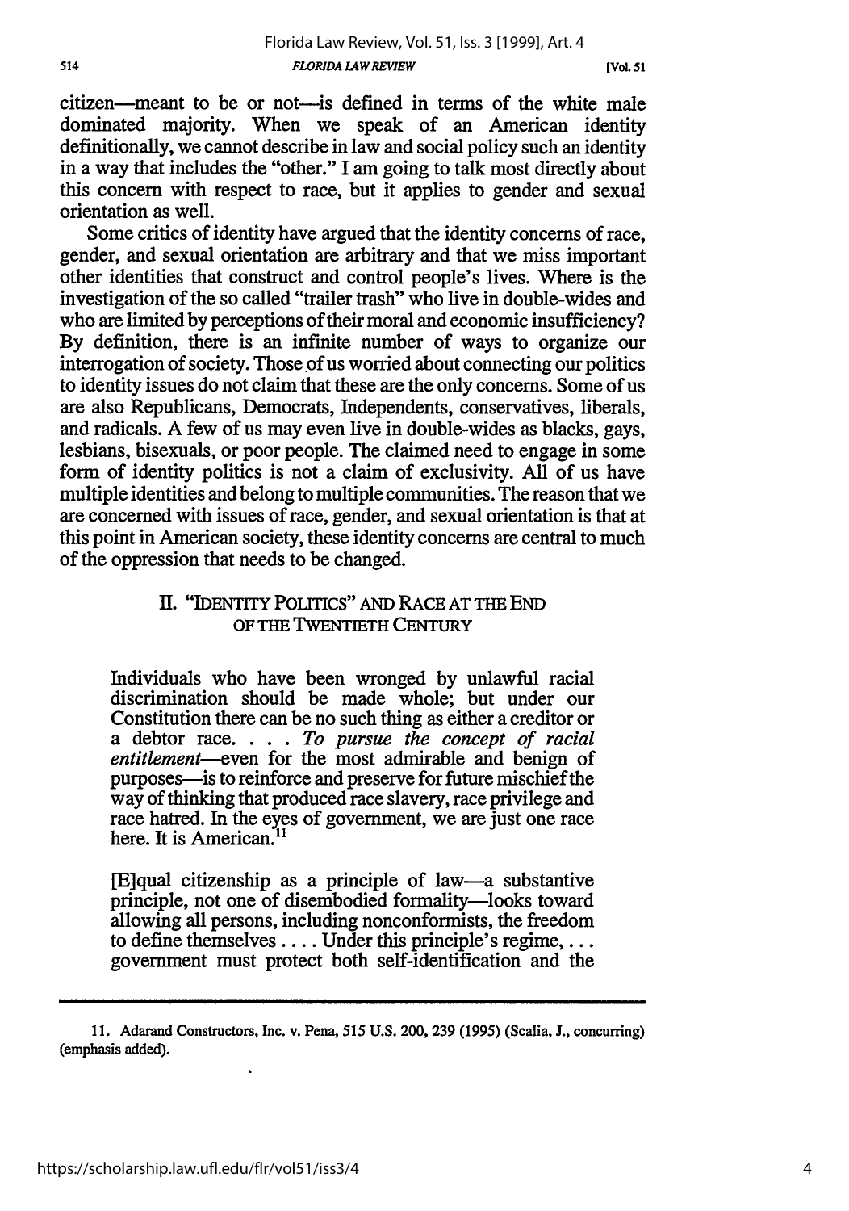citizen—meant to be or not—is defined in terms of the white male dominated majority. When we speak of an American identity definitionally, we cannot describe in law and social policy such an identity in a way that includes the "other." I am going to talk most directly about this concern with respect to race, but it applies to gender and sexual orientation as well.

Some critics of identity have argued that the identity concerns of race, gender, and sexual orientation are arbitrary and that we miss important other identities that construct and control people's lives. Where is the investigation of the so called "trailer trash" who live in double-wides and who are limited by perceptions of their moral and economic insufficiency? By definition, there is an infinite number of ways to organize our interrogation of society. Those of us worried about connecting our politics to identity issues do not claim that these are the only concerns. Some of us are also Republicans, Democrats, Independents, conservatives, liberals, and radicals. A few of us may even live in double-wides as blacks, gays, lesbians, bisexuals, or poor people. The claimed need to engage in some form of identity politics is not a claim of exclusivity. All of us have multiple identities and belong to multiple communities. The reason that we are concerned with issues of race, gender, and sexual orientation is that at this point in American society, these identity concerns are central to much of the oppression that needs to be changed.

## II. "IDENTITY POLITICS" AND RACE AT THE END OF THE TWENTIETH CENTURY

> Individuals who have been wronged by unlawful racial discrimination should be made whole; but under our Constitution there can be no such thing as either a creditor or a debtor race. . . . *To pursue the concept of racial entitlement*—even for the most admirable and benign of purposes—is to reinforce and preserve for future mischief the way of thinking that produced race slavery, race privilege and race hatred. In the eyes of government, we are just one race here. It is American.[11]

> [E]qual citizenship as a principle of law—a substantive principle, not one of disembodied formality—looks toward allowing all persons, including nonconformists, the freedom to define themselves . . . . Under this principle's regime, . . . government must protect both self-identification and the

11. Adarand Constructors, Inc. v. Pena, 515 U.S. 200, 239 (1995) (Scalia, J., concurring) (emphasis added).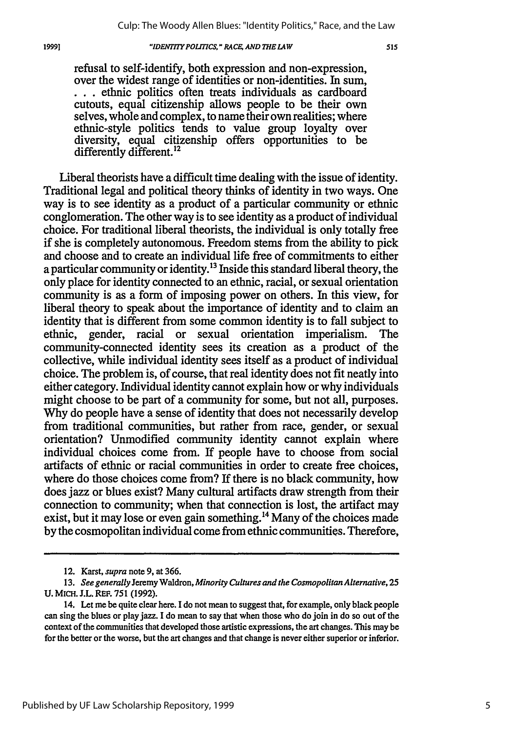refusal to self-identify, both expression and non-expression, over the widest range of identities or non-identities. In sum, . . . ethnic politics often treats individuals as cardboard cutouts, equal citizenship allows people to be their own selves, whole and complex, to name their own realities; where ethnic-style politics tends to value group loyalty over diversity, equal citizenship offers opportunities to be differently different.[12]

Liberal theorists have a difficult time dealing with the issue of identity. Traditional legal and political theory thinks of identity in two ways. One way is to see identity as a product of a particular community or ethnic conglomeration. The other way is to see identity as a product of individual choice. For traditional liberal theorists, the individual is only totally free if she is completely autonomous. Freedom stems from the ability to pick and choose and to create an individual life free of commitments to either a particular community or identity.[13] Inside this standard liberal theory, the only place for identity connected to an ethnic, racial, or sexual orientation community is as a form of imposing power on others. In this view, for liberal theory to speak about the importance of identity and to claim an identity that is different from some common identity is to fall subject to ethnic, gender, racial or sexual orientation imperialism. The community-connected identity sees its creation as a product of the collective, while individual identity sees itself as a product of individual choice. The problem is, of course, that real identity does not fit neatly into either category. Individual identity cannot explain how or why individuals might choose to be part of a community for some, but not all, purposes. Why do people have a sense of identity that does not necessarily develop from traditional communities, but rather from race, gender, or sexual orientation? Unmodified community identity cannot explain where individual choices come from. If people have to choose from social artifacts of ethnic or racial communities in order to create free choices, where do those choices come from? If there is no black community, how does jazz or blues exist? Many cultural artifacts draw strength from their connection to community; when that connection is lost, the artifact may exist, but it may lose or even gain something.[14] Many of the choices made by the cosmopolitan individual come from ethnic communities. Therefore,

---

12. Karst, *supra* note 9, at 366.

13. *See generally* Jeremy Waldron, *Minority Cultures and the Cosmopolitan Alternative*, 25 U. MICH. J.L. REF. 751 (1992).

14. Let me be quite clear here. I do not mean to suggest that, for example, only black people can sing the blues or play jazz. I do mean to say that when those who do join in do so out of the context of the communities that developed those artistic expressions, the art changes. This may be for the better or the worse, but the art changes and that change is never either superior or inferior.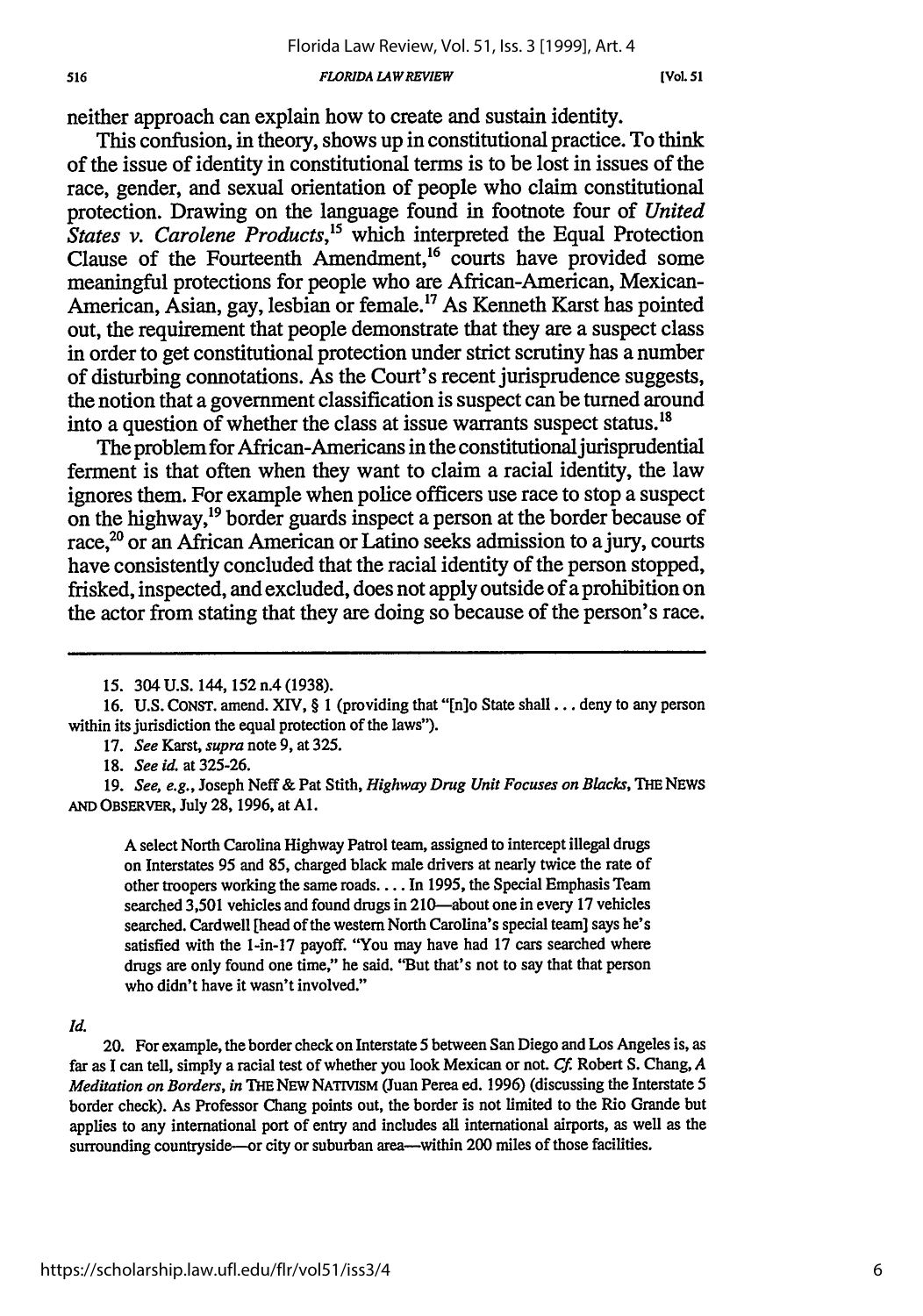neither approach can explain how to create and sustain identity.

This confusion, in theory, shows up in constitutional practice. To think of the issue of identity in constitutional terms is to be lost in issues of the race, gender, and sexual orientation of people who claim constitutional protection. Drawing on the language found in footnote four of *United States v. Carolene Products*,[15] which interpreted the Equal Protection Clause of the Fourteenth Amendment,[16] courts have provided some meaningful protections for people who are African-American, Mexican-American, Asian, gay, lesbian or female.[17] As Kenneth Karst has pointed out, the requirement that people demonstrate that they are a suspect class in order to get constitutional protection under strict scrutiny has a number of disturbing connotations. As the Court's recent jurisprudence suggests, the notion that a government classification is suspect can be turned around into a question of whether the class at issue warrants suspect status.[18]

The problem for African-Americans in the constitutional jurisprudential ferment is that often when they want to claim a racial identity, the law ignores them. For example when police officers use race to stop a suspect on the highway,[19] border guards inspect a person at the border because of race,[20] or an African American or Latino seeks admission to a jury, courts have consistently concluded that the racial identity of the person stopped, frisked, inspected, and excluded, does not apply outside of a prohibition on the actor from stating that they are doing so because of the person's race.

---

15. 304 U.S. 144, 152 n.4 (1938).

16. U.S. CONST. amend. XIV, § 1 (providing that "[n]o State shall . . . deny to any person within its jurisdiction the equal protection of the laws").

17. *See* Karst, *supra* note 9, at 325.

18. *See id.* at 325-26.

19. *See, e.g.*, Joseph Neff & Pat Stith, *Highway Drug Unit Focuses on Blacks*, THE NEWS AND OBSERVER, July 28, 1996, at A1.

> A select North Carolina Highway Patrol team, assigned to intercept illegal drugs on Interstates 95 and 85, charged black male drivers at nearly twice the rate of other troopers working the same roads. . . . In 1995, the Special Emphasis Team searched 3,501 vehicles and found drugs in 210—about one in every 17 vehicles searched. Cardwell [head of the western North Carolina's special team] says he's satisfied with the 1-in-17 payoff. "You may have had 17 cars searched where drugs are only found one time," he said. "But that's not to say that that person who didn't have it wasn't involved."

*Id.*

20. For example, the border check on Interstate 5 between San Diego and Los Angeles is, as far as I can tell, simply a racial test of whether you look Mexican or not. *Cf.* Robert S. Chang, *A Meditation on Borders*, *in* THE NEW NATIVISM (Juan Perea ed. 1996) (discussing the Interstate 5 border check). As Professor Chang points out, the border is not limited to the Rio Grande but applies to any international port of entry and includes all international airports, as well as the surrounding countryside—or city or suburban area—within 200 miles of those facilities.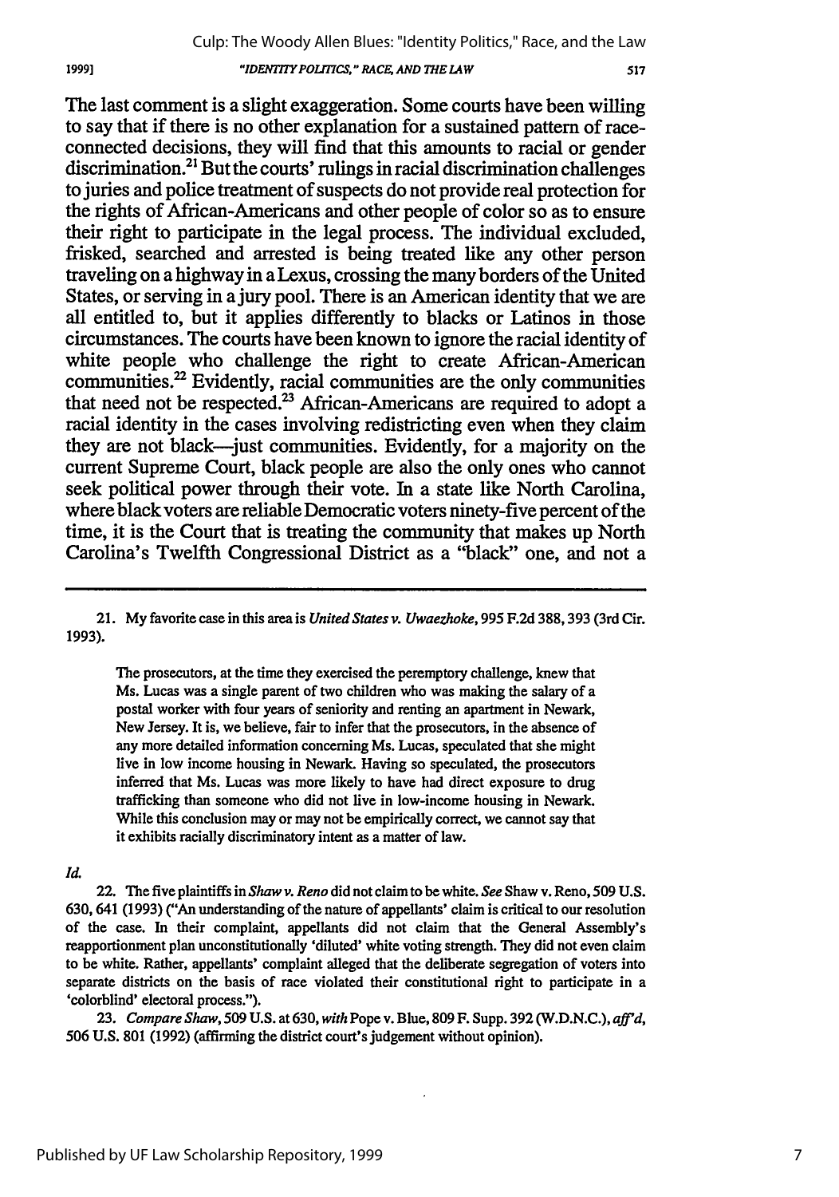The last comment is a slight exaggeration. Some courts have been willing to say that if there is no other explanation for a sustained pattern of race-connected decisions, they will find that this amounts to racial or gender discrimination.[21] But the courts' rulings in racial discrimination challenges to juries and police treatment of suspects do not provide real protection for the rights of African-Americans and other people of color so as to ensure their right to participate in the legal process. The individual excluded, frisked, searched and arrested is being treated like any other person traveling on a highway in a Lexus, crossing the many borders of the United States, or serving in a jury pool. There is an American identity that we are all entitled to, but it applies differently to blacks or Latinos in those circumstances. The courts have been known to ignore the racial identity of white people who challenge the right to create African-American communities.[22] Evidently, racial communities are the only communities that need not be respected.[23] African-Americans are required to adopt a racial identity in the cases involving redistricting even when they claim they are not black—just communities. Evidently, for a majority on the current Supreme Court, black people are also the only ones who cannot seek political power through their vote. In a state like North Carolina, where black voters are reliable Democratic voters ninety-five percent of the time, it is the Court that is treating the community that makes up North Carolina's Twelfth Congressional District as a "black" one, and not a

---

21. My favorite case in this area is *United States v. Uwaezhoke*, 995 F.2d 388, 393 (3rd Cir. 1993).

> The prosecutors, at the time they exercised the peremptory challenge, knew that Ms. Lucas was a single parent of two children who was making the salary of a postal worker with four years of seniority and renting an apartment in Newark, New Jersey. It is, we believe, fair to infer that the prosecutors, in the absence of any more detailed information concerning Ms. Lucas, speculated that she might live in low income housing in Newark. Having so speculated, the prosecutors inferred that Ms. Lucas was more likely to have had direct exposure to drug trafficking than someone who did not live in low-income housing in Newark. While this conclusion may or may not be empirically correct, we cannot say that it exhibits racially discriminatory intent as a matter of law.

*Id.*

22. The five plaintiffs in *Shaw v. Reno* did not claim to be white. *See* Shaw v. Reno, 509 U.S. 630, 641 (1993) ("An understanding of the nature of appellants' claim is critical to our resolution of the case. In their complaint, appellants did not claim that the General Assembly's reapportionment plan unconstitutionally 'diluted' white voting strength. They did not even claim to be white. Rather, appellants' complaint alleged that the deliberate segregation of voters into separate districts on the basis of race violated their constitutional right to participate in a 'colorblind' electoral process.").

23. *Compare Shaw*, 509 U.S. at 630, *with* Pope v. Blue, 809 F. Supp. 392 (W.D.N.C.), *aff'd*, 506 U.S. 801 (1992) (affirming the district court's judgement without opinion).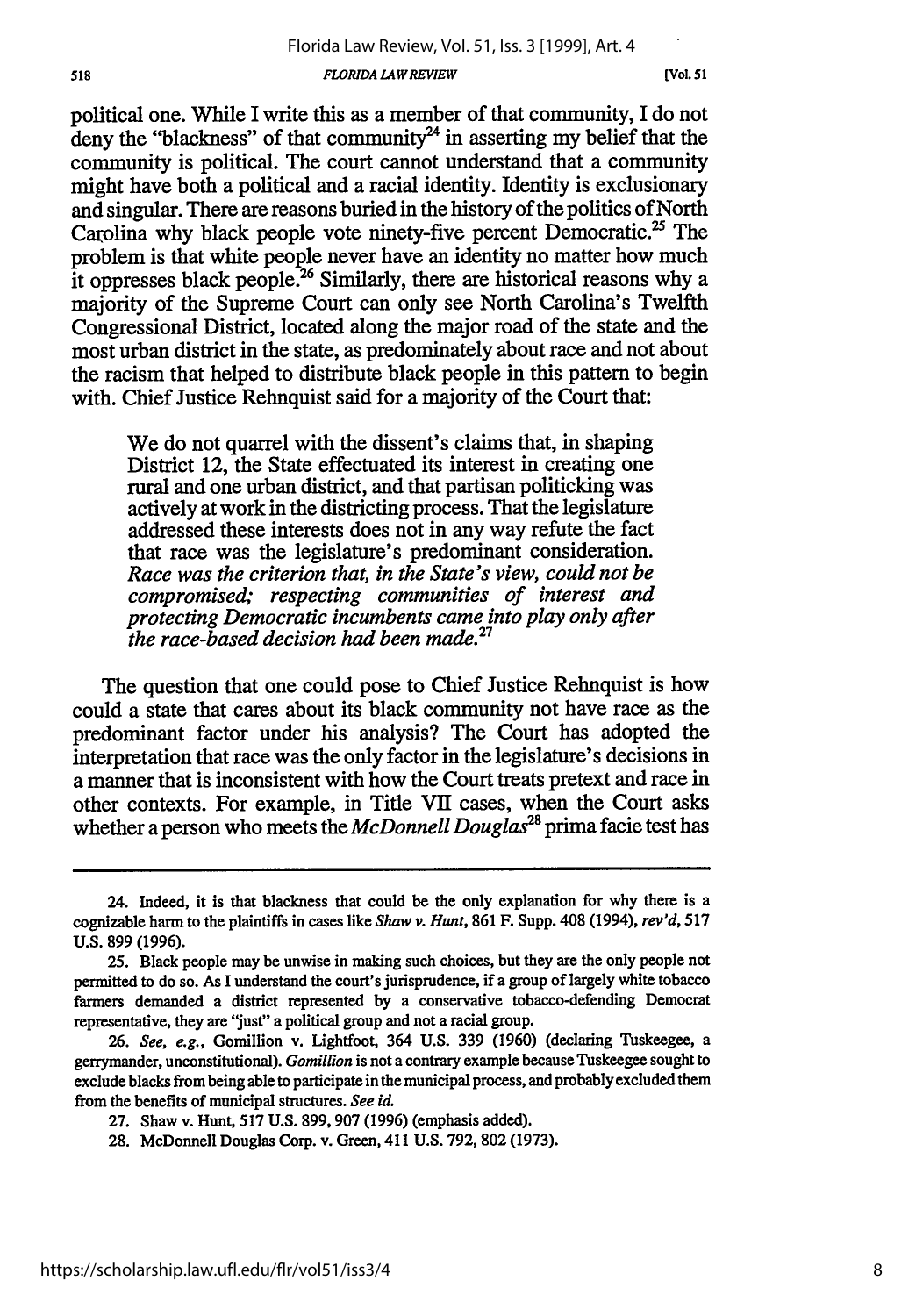political one. While I write this as a member of that community, I do not deny the "blackness" of that community[24] in asserting my belief that the community is political. The court cannot understand that a community might have both a political and a racial identity. Identity is exclusionary and singular. There are reasons buried in the history of the politics of North Carolina why black people vote ninety-five percent Democratic.[25] The problem is that white people never have an identity no matter how much it oppresses black people.[26] Similarly, there are historical reasons why a majority of the Supreme Court can only see North Carolina's Twelfth Congressional District, located along the major road of the state and the most urban district in the state, as predominately about race and not about the racism that helped to distribute black people in this pattern to begin with. Chief Justice Rehnquist said for a majority of the Court that:

> We do not quarrel with the dissent's claims that, in shaping District 12, the State effectuated its interest in creating one rural and one urban district, and that partisan politicking was actively at work in the districting process. That the legislature addressed these interests does not in any way refute the fact that race was the legislature's predominant consideration. *Race was the criterion that, in the State's view, could not be compromised; respecting communities of interest and protecting Democratic incumbents came into play only after the race-based decision had been made.*[27]

The question that one could pose to Chief Justice Rehnquist is how could a state that cares about its black community not have race as the predominant factor under his analysis? The Court has adopted the interpretation that race was the only factor in the legislature's decisions in a manner that is inconsistent with how the Court treats pretext and race in other contexts. For example, in Title VII cases, when the Court asks whether a person who meets the *McDonnell Douglas*[28] prima facie test has

---

24. Indeed, it is that blackness that could be the only explanation for why there is a cognizable harm to the plaintiffs in cases like *Shaw v. Hunt*, 861 F. Supp. 408 (1994), *rev'd*, 517 U.S. 899 (1996).

25. Black people may be unwise in making such choices, but they are the only people not permitted to do so. As I understand the court's jurisprudence, if a group of largely white tobacco farmers demanded a district represented by a conservative tobacco-defending Democrat representative, they are "just" a political group and not a racial group.

26. *See, e.g.*, Gomillion v. Lightfoot, 364 U.S. 339 (1960) (declaring Tuskeegee, a gerrymander, unconstitutional). *Gomillion* is not a contrary example because Tuskeegee sought to exclude blacks from being able to participate in the municipal process, and probably excluded them from the benefits of municipal structures. *See id.*

27. Shaw v. Hunt, 517 U.S. 899, 907 (1996) (emphasis added).

28. McDonnell Douglas Corp. v. Green, 411 U.S. 792, 802 (1973).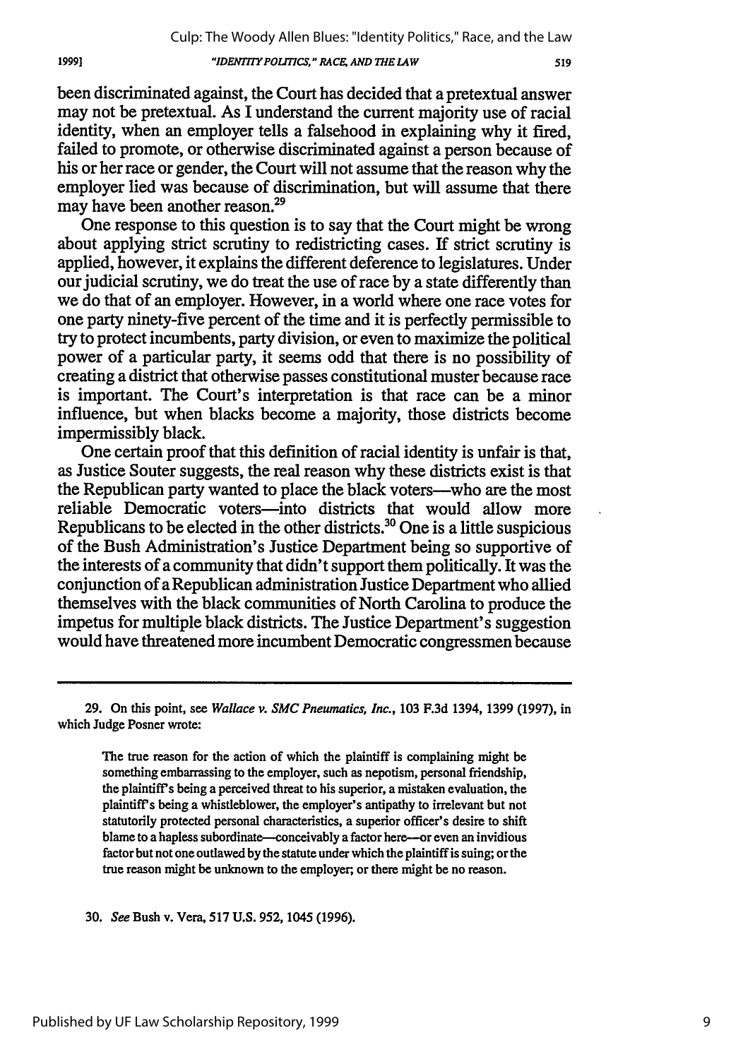been discriminated against, the Court has decided that a pretextual answer may not be pretextual. As I understand the current majority use of racial identity, when an employer tells a falsehood in explaining why it fired, failed to promote, or otherwise discriminated against a person because of his or her race or gender, the Court will not assume that the reason why the employer lied was because of discrimination, but will assume that there may have been another reason.[29]

One response to this question is to say that the Court might be wrong about applying strict scrutiny to redistricting cases. If strict scrutiny is applied, however, it explains the different deference to legislatures. Under our judicial scrutiny, we do treat the use of race by a state differently than we do that of an employer. However, in a world where one race votes for one party ninety-five percent of the time and it is perfectly permissible to try to protect incumbents, party division, or even to maximize the political power of a particular party, it seems odd that there is no possibility of creating a district that otherwise passes constitutional muster because race is important. The Court's interpretation is that race can be a minor influence, but when blacks become a majority, those districts become impermissibly black.

One certain proof that this definition of racial identity is unfair is that, as Justice Souter suggests, the real reason why these districts exist is that the Republican party wanted to place the black voters—who are the most reliable Democratic voters—into districts that would allow more Republicans to be elected in the other districts.[30] One is a little suspicious of the Bush Administration's Justice Department being so supportive of the interests of a community that didn't support them politically. It was the conjunction of a Republican administration Justice Department who allied themselves with the black communities of North Carolina to produce the impetus for multiple black districts. The Justice Department's suggestion would have threatened more incumbent Democratic congressmen because

---

29. On this point, see *Wallace v. SMC Pneumatics, Inc.*, 103 F.3d 1394, 1399 (1997), in which Judge Posner wrote:

> The true reason for the action of which the plaintiff is complaining might be something embarrassing to the employer, such as nepotism, personal friendship, the plaintiff's being a perceived threat to his superior, a mistaken evaluation, the plaintiff's being a whistleblower, the employer's antipathy to irrelevant but not statutorily protected personal characteristics, a superior officer's desire to shift blame to a hapless subordinate—conceivably a factor here—or even an invidious factor but not one outlawed by the statute under which the plaintiff is suing; or the true reason might be unknown to the employer; or there might be no reason.

30. *See* Bush v. Vera, 517 U.S. 952, 1045 (1996).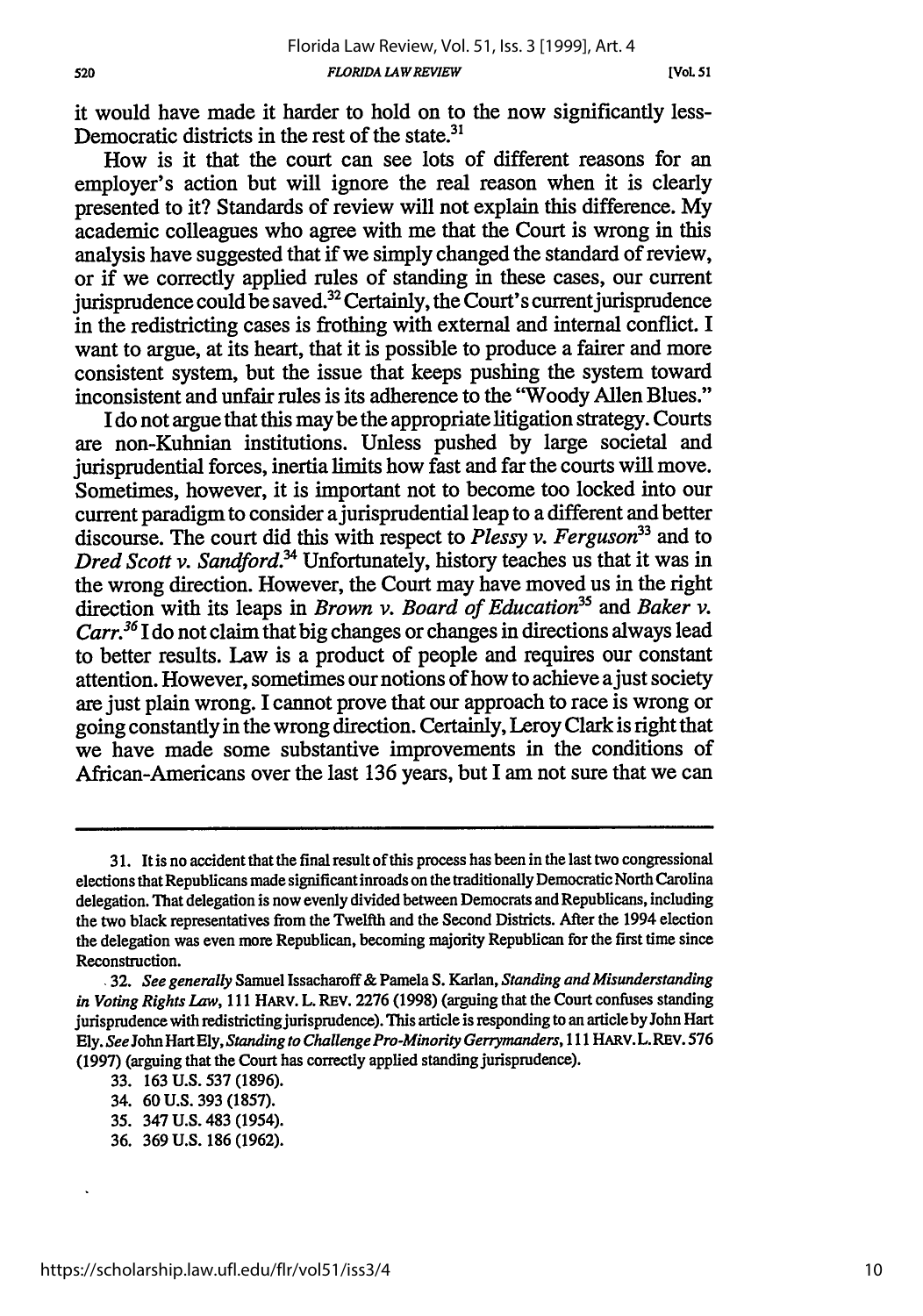it would have made it harder to hold on to the now significantly less-Democratic districts in the rest of the state.[31]

How is it that the court can see lots of different reasons for an employer's action but will ignore the real reason when it is clearly presented to it? Standards of review will not explain this difference. My academic colleagues who agree with me that the Court is wrong in this analysis have suggested that if we simply changed the standard of review, or if we correctly applied rules of standing in these cases, our current jurisprudence could be saved.[32] Certainly, the Court's current jurisprudence in the redistricting cases is frothing with external and internal conflict. I want to argue, at its heart, that it is possible to produce a fairer and more consistent system, but the issue that keeps pushing the system toward inconsistent and unfair rules is its adherence to the "Woody Allen Blues."

I do not argue that this may be the appropriate litigation strategy. Courts are non-Kuhnian institutions. Unless pushed by large societal and jurisprudential forces, inertia limits how fast and far the courts will move. Sometimes, however, it is important not to become too locked into our current paradigm to consider a jurisprudential leap to a different and better discourse. The court did this with respect to *Plessy v. Ferguson*[33] and to *Dred Scott v. Sandford*.[34] Unfortunately, history teaches us that it was in the wrong direction. However, the Court may have moved us in the right direction with its leaps in *Brown v. Board of Education*[35] and *Baker v. Carr*.[36] I do not claim that big changes or changes in directions always lead to better results. Law is a product of people and requires our constant attention. However, sometimes our notions of how to achieve a just society are just plain wrong. I cannot prove that our approach to race is wrong or going constantly in the wrong direction. Certainly, Leroy Clark is right that we have made some substantive improvements in the conditions of African-Americans over the last 136 years, but I am not sure that we can

---

31. It is no accident that the final result of this process has been in the last two congressional elections that Republicans made significant inroads on the traditionally Democratic North Carolina delegation. That delegation is now evenly divided between Democrats and Republicans, including the two black representatives from the Twelfth and the Second Districts. After the 1994 election the delegation was even more Republican, becoming majority Republican for the first time since Reconstruction.

32. *See generally* Samuel Issacharoff & Pamela S. Karlan, *Standing and Misunderstanding in Voting Rights Law*, 111 HARV. L. REV. 2276 (1998) (arguing that the Court confuses standing jurisprudence with redistricting jurisprudence). This article is responding to an article by John Hart Ely. *See* John Hart Ely, *Standing to Challenge Pro-Minority Gerrymanders*, 111 HARV. L. REV. 576 (1997) (arguing that the Court has correctly applied standing jurisprudence).

33. 163 U.S. 537 (1896).

34. 60 U.S. 393 (1857).

35. 347 U.S. 483 (1954).

36. 369 U.S. 186 (1962).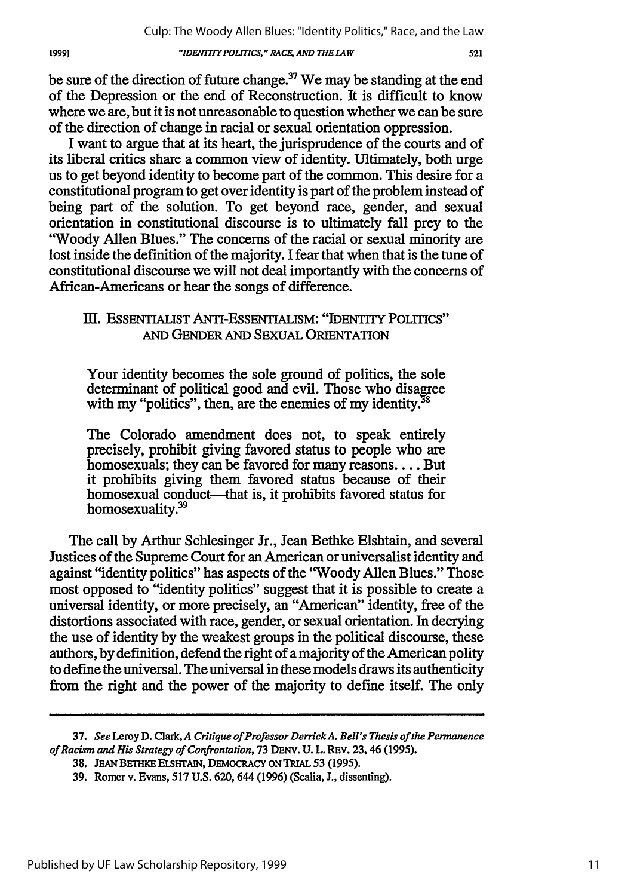be sure of the direction of future change.[37] We may be standing at the end of the Depression or the end of Reconstruction. It is difficult to know where we are, but it is not unreasonable to question whether we can be sure of the direction of change in racial or sexual orientation oppression.

I want to argue that at its heart, the jurisprudence of the courts and of its liberal critics share a common view of identity. Ultimately, both urge us to get beyond identity to become part of the common. This desire for a constitutional program to get over identity is part of the problem instead of being part of the solution. To get beyond race, gender, and sexual orientation in constitutional discourse is to ultimately fall prey to the "Woody Allen Blues." The concerns of the racial or sexual minority are lost inside the definition of the majority. I fear that when that is the tune of constitutional discourse we will not deal importantly with the concerns of African-Americans or hear the songs of difference.

## III. ESSENTIALIST ANTI-ESSENTIALISM: "IDENTITY POLITICS" AND GENDER AND SEXUAL ORIENTATION

> Your identity becomes the sole ground of politics, the sole determinant of political good and evil. Those who disagree with my "politics", then, are the enemies of my identity.[38]

> The Colorado amendment does not, to speak entirely precisely, prohibit giving favored status to people who are homosexuals; they can be favored for many reasons. . . . But it prohibits giving them favored status because of their homosexual conduct—that is, it prohibits favored status for homosexuality.[39]

The call by Arthur Schlesinger Jr., Jean Bethke Elshtain, and several Justices of the Supreme Court for an American or universalist identity and against "identity politics" has aspects of the "Woody Allen Blues." Those most opposed to "identity politics" suggest that it is possible to create a universal identity, or more precisely, an "American" identity, free of the distortions associated with race, gender, or sexual orientation. In decrying the use of identity by the weakest groups in the political discourse, these authors, by definition, defend the right of a majority of the American polity to define the universal. The universal in these models draws its authenticity from the right and the power of the majority to define itself. The only

---

37. *See* Leroy D. Clark, *A Critique of Professor Derrick A. Bell's Thesis of the Permanence of Racism and His Strategy of Confrontation*, 73 DENV. U. L. REV. 23, 46 (1995).

38. JEAN BETHKE ELSHTAIN, DEMOCRACY ON TRIAL 53 (1995).

39. Romer v. Evans, 517 U.S. 620, 644 (1996) (Scalia, J., dissenting).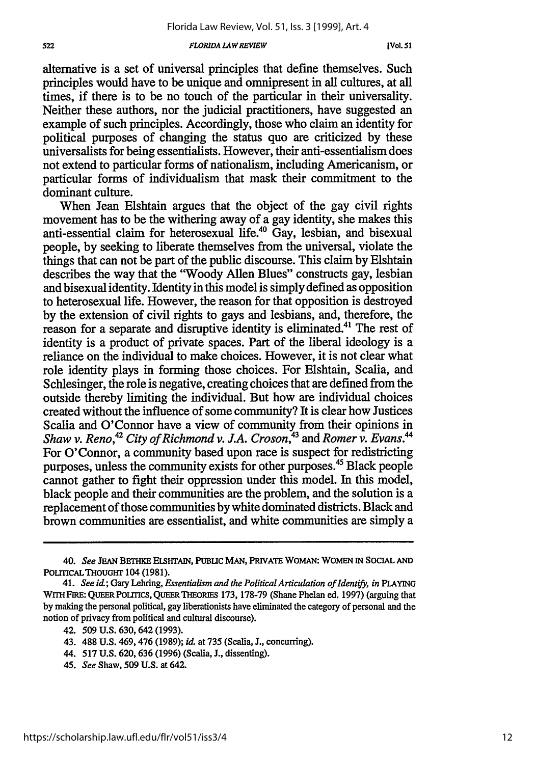alternative is a set of universal principles that define themselves. Such principles would have to be unique and omnipresent in all cultures, at all times, if there is to be no touch of the particular in their universality. Neither these authors, nor the judicial practitioners, have suggested an example of such principles. Accordingly, those who claim an identity for political purposes of changing the status quo are criticized by these universalists for being essentialists. However, their anti-essentialism does not extend to particular forms of nationalism, including Americanism, or particular forms of individualism that mask their commitment to the dominant culture.

When Jean Elshtain argues that the object of the gay civil rights movement has to be the withering away of a gay identity, she makes this anti-essential claim for heterosexual life.[40] Gay, lesbian, and bisexual people, by seeking to liberate themselves from the universal, violate the things that can not be part of the public discourse. This claim by Elshtain describes the way that the "Woody Allen Blues" constructs gay, lesbian and bisexual identity. Identity in this model is simply defined as opposition to heterosexual life. However, the reason for that opposition is destroyed by the extension of civil rights to gays and lesbians, and, therefore, the reason for a separate and disruptive identity is eliminated.[41] The rest of identity is a product of private spaces. Part of the liberal ideology is a reliance on the individual to make choices. However, it is not clear what role identity plays in forming those choices. For Elshtain, Scalia, and Schlesinger, the role is negative, creating choices that are defined from the outside thereby limiting the individual. But how are individual choices created without the influence of some community? It is clear how Justices Scalia and O'Connor have a view of community from their opinions in *Shaw v. Reno*,[42] *City of Richmond v. J.A. Croson*,[43] and *Romer v. Evans*.[44] For O'Connor, a community based upon race is suspect for redistricting purposes, unless the community exists for other purposes.[45] Black people cannot gather to fight their oppression under this model. In this model, black people and their communities are the problem, and the solution is a replacement of those communities by white dominated districts. Black and brown communities are essentialist, and white communities are simply a

---

40. *See* JEAN BETHKE ELSHTAIN, PUBLIC MAN, PRIVATE WOMAN: WOMEN IN SOCIAL AND POLITICAL THOUGHT 104 (1981).

41. *See id.*; Gary Lehring, *Essentialism and the Political Articulation of Identify*, *in* PLAYING WITH FIRE: QUEER POLITICS, QUEER THEORIES 173, 178-79 (Shane Phelan ed. 1997) (arguing that by making the personal political, gay liberationists have eliminated the category of personal and the notion of privacy from political and cultural discourse).

42. 509 U.S. 630, 642 (1993).

43. 488 U.S. 469, 476 (1989); *id.* at 735 (Scalia, J., concurring).

44. 517 U.S. 620, 636 (1996) (Scalia, J., dissenting).

45. *See* Shaw, 509 U.S. at 642.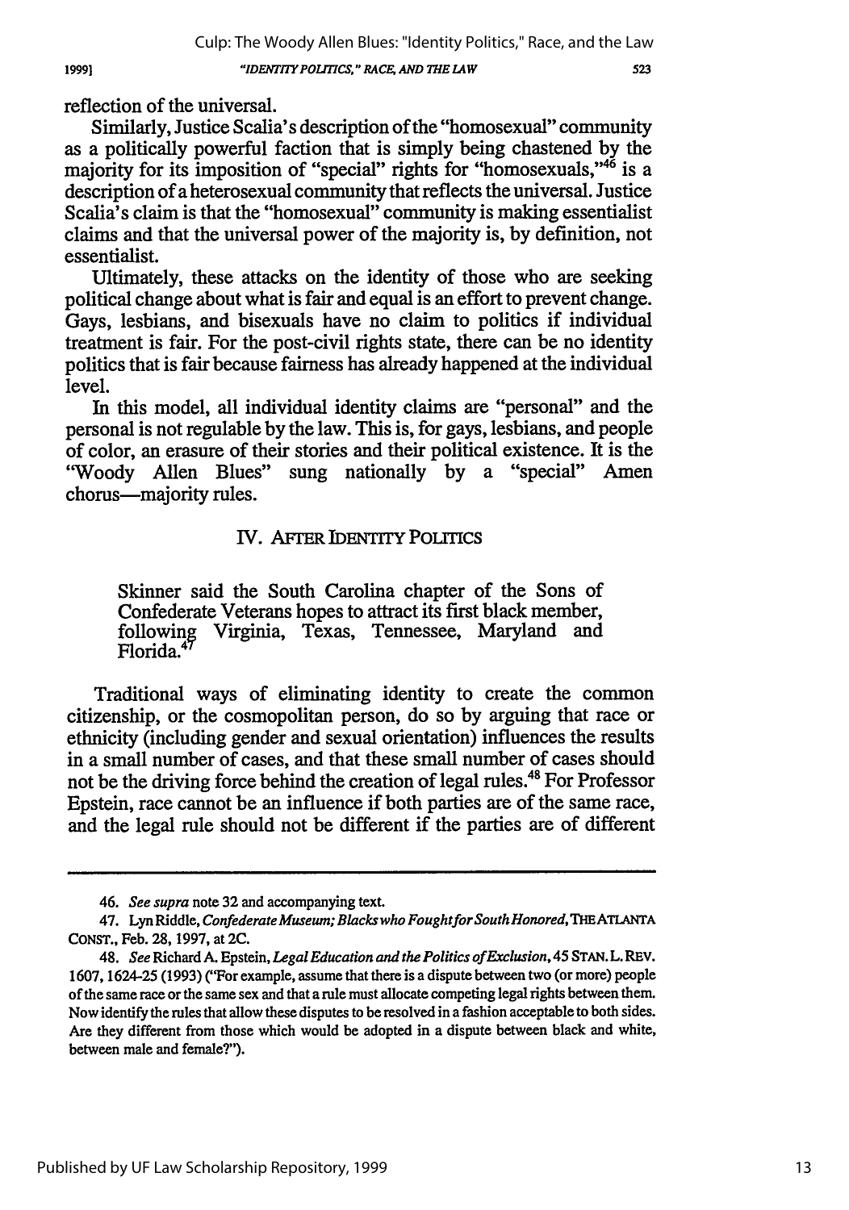reflection of the universal.

Similarly, Justice Scalia's description of the "homosexual" community as a politically powerful faction that is simply being chastened by the majority for its imposition of "special" rights for "homosexuals,"[46] is a description of a heterosexual community that reflects the universal. Justice Scalia's claim is that the "homosexual" community is making essentialist claims and that the universal power of the majority is, by definition, not essentialist.

Ultimately, these attacks on the identity of those who are seeking political change about what is fair and equal is an effort to prevent change. Gays, lesbians, and bisexuals have no claim to politics if individual treatment is fair. For the post-civil rights state, there can be no identity politics that is fair because fairness has already happened at the individual level.

In this model, all individual identity claims are "personal" and the personal is not regulable by the law. This is, for gays, lesbians, and people of color, an erasure of their stories and their political existence. It is the "Woody Allen Blues" sung nationally by a "special" Amen chorus—majority rules.

## IV. AFTER IDENTITY POLITICS

> Skinner said the South Carolina chapter of the Sons of Confederate Veterans hopes to attract its first black member, following Virginia, Texas, Tennessee, Maryland and Florida.[47]

Traditional ways of eliminating identity to create the common citizenship, or the cosmopolitan person, do so by arguing that race or ethnicity (including gender and sexual orientation) influences the results in a small number of cases, and that these small number of cases should not be the driving force behind the creation of legal rules.[48] For Professor Epstein, race cannot be an influence if both parties are of the same race, and the legal rule should not be different if the parties are of different

---

46. *See supra* note 32 and accompanying text.

47. Lyn Riddle, *Confederate Museum; Blacks who Fought for South Honored*, THE ATLANTA CONST., Feb. 28, 1997, at 2C.

48. *See* Richard A. Epstein, *Legal Education and the Politics of Exclusion*, 45 STAN. L. REV. 1607, 1624-25 (1993) ("For example, assume that there is a dispute between two (or more) people of the same race or the same sex and that a rule must allocate competing legal rights between them. Now identify the rules that allow these disputes to be resolved in a fashion acceptable to both sides. Are they different from those which would be adopted in a dispute between black and white, between male and female?").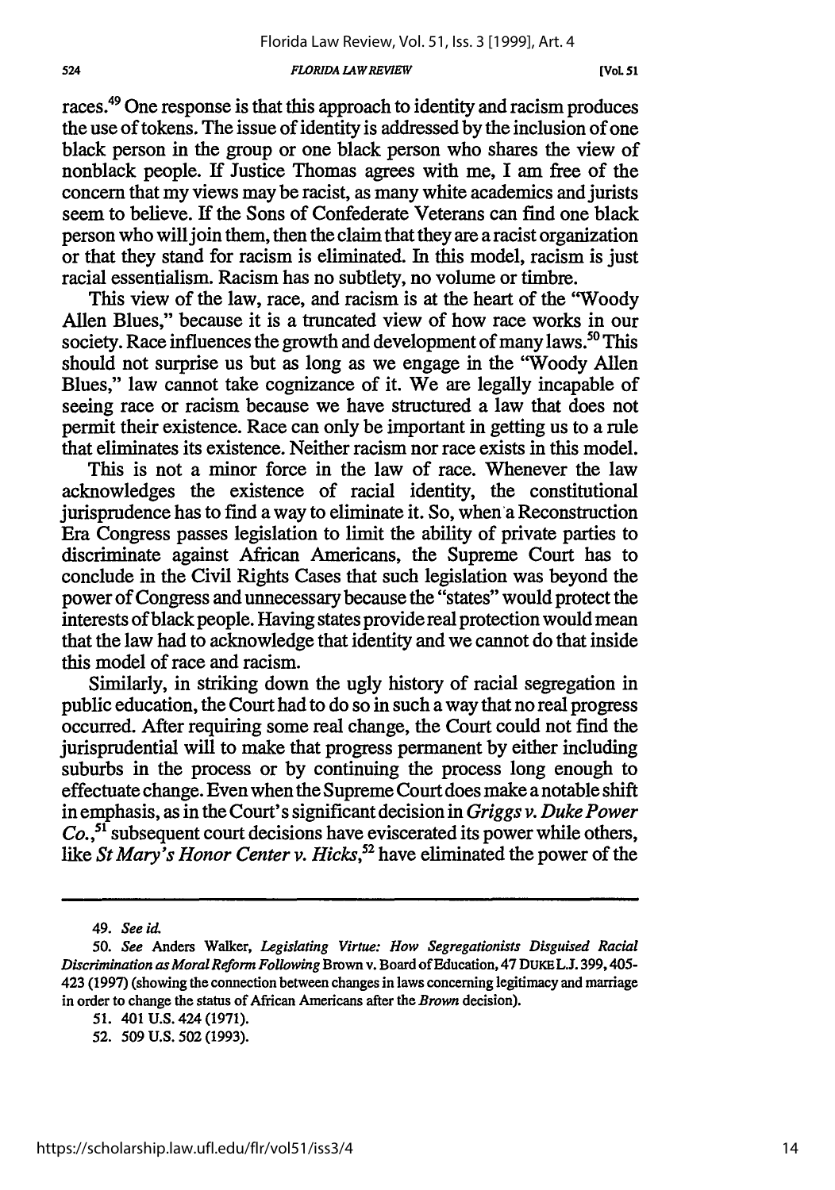races.[49] One response is that this approach to identity and racism produces the use of tokens. The issue of identity is addressed by the inclusion of one black person in the group or one black person who shares the view of nonblack people. If Justice Thomas agrees with me, I am free of the concern that my views may be racist, as many white academics and jurists seem to believe. If the Sons of Confederate Veterans can find one black person who will join them, then the claim that they are a racist organization or that they stand for racism is eliminated. In this model, racism is just racial essentialism. Racism has no subtlety, no volume or timbre.

This view of the law, race, and racism is at the heart of the "Woody Allen Blues," because it is a truncated view of how race works in our society. Race influences the growth and development of many laws.[50] This should not surprise us but as long as we engage in the "Woody Allen Blues," law cannot take cognizance of it. We are legally incapable of seeing race or racism because we have structured a law that does not permit their existence. Race can only be important in getting us to a rule that eliminates its existence. Neither racism nor race exists in this model.

This is not a minor force in the law of race. Whenever the law acknowledges the existence of racial identity, the constitutional jurisprudence has to find a way to eliminate it. So, when a Reconstruction Era Congress passes legislation to limit the ability of private parties to discriminate against African Americans, the Supreme Court has to conclude in the Civil Rights Cases that such legislation was beyond the power of Congress and unnecessary because the "states" would protect the interests of black people. Having states provide real protection would mean that the law had to acknowledge that identity and we cannot do that inside this model of race and racism.

Similarly, in striking down the ugly history of racial segregation in public education, the Court had to do so in such a way that no real progress occurred. After requiring some real change, the Court could not find the jurisprudential will to make that progress permanent by either including suburbs in the process or by continuing the process long enough to effectuate change. Even when the Supreme Court does make a notable shift in emphasis, as in the Court's significant decision in *Griggs v. Duke Power Co.*,[51] subsequent court decisions have eviscerated its power while others, like *St Mary's Honor Center v. Hicks*,[52] have eliminated the power of the

---

49. *See id.*

50. *See* Anders Walker, *Legislating Virtue: How Segregationists Disguised Racial Discrimination as Moral Reform Following* Brown v. Board of Education, 47 DUKE L.J. 399, 405-423 (1997) (showing the connection between changes in laws concerning legitimacy and marriage in order to change the status of African Americans after the *Brown* decision).

51. 401 U.S. 424 (1971).

52. 509 U.S. 502 (1993).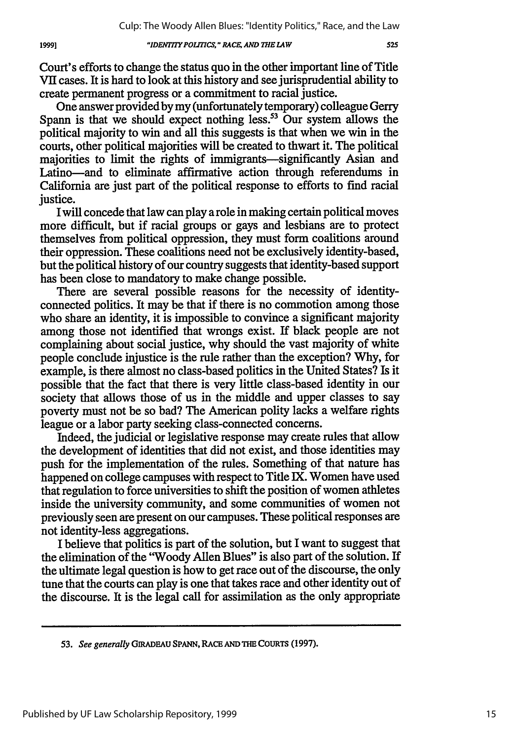Court's efforts to change the status quo in the other important line of Title VII cases. It is hard to look at this history and see jurisprudential ability to create permanent progress or a commitment to racial justice.

One answer provided by my (unfortunately temporary) colleague Gerry Spann is that we should expect nothing less.[53] Our system allows the political majority to win and all this suggests is that when we win in the courts, other political majorities will be created to thwart it. The political majorities to limit the rights of immigrants—significantly Asian and Latino—and to eliminate affirmative action through referendums in California are just part of the political response to efforts to find racial justice.

I will concede that law can play a role in making certain political moves more difficult, but if racial groups or gays and lesbians are to protect themselves from political oppression, they must form coalitions around their oppression. These coalitions need not be exclusively identity-based, but the political history of our country suggests that identity-based support has been close to mandatory to make change possible.

There are several possible reasons for the necessity of identity-connected politics. It may be that if there is no commotion among those who share an identity, it is impossible to convince a significant majority among those not identified that wrongs exist. If black people are not complaining about social justice, why should the vast majority of white people conclude injustice is the rule rather than the exception? Why, for example, is there almost no class-based politics in the United States? Is it possible that the fact that there is very little class-based identity in our society that allows those of us in the middle and upper classes to say poverty must not be so bad? The American polity lacks a welfare rights league or a labor party seeking class-connected concerns.

Indeed, the judicial or legislative response may create rules that allow the development of identities that did not exist, and those identities may push for the implementation of the rules. Something of that nature has happened on college campuses with respect to Title IX. Women have used that regulation to force universities to shift the position of women athletes inside the university community, and some communities of women not previously seen are present on our campuses. These political responses are not identity-less aggregations.

I believe that politics is part of the solution, but I want to suggest that the elimination of the "Woody Allen Blues" is also part of the solution. If the ultimate legal question is how to get race out of the discourse, the only tune that the courts can play is one that takes race and other identity out of the discourse. It is the legal call for assimilation as the only appropriate

---

53. *See generally* GIRADEAU SPANN, RACE AND THE COURTS (1997).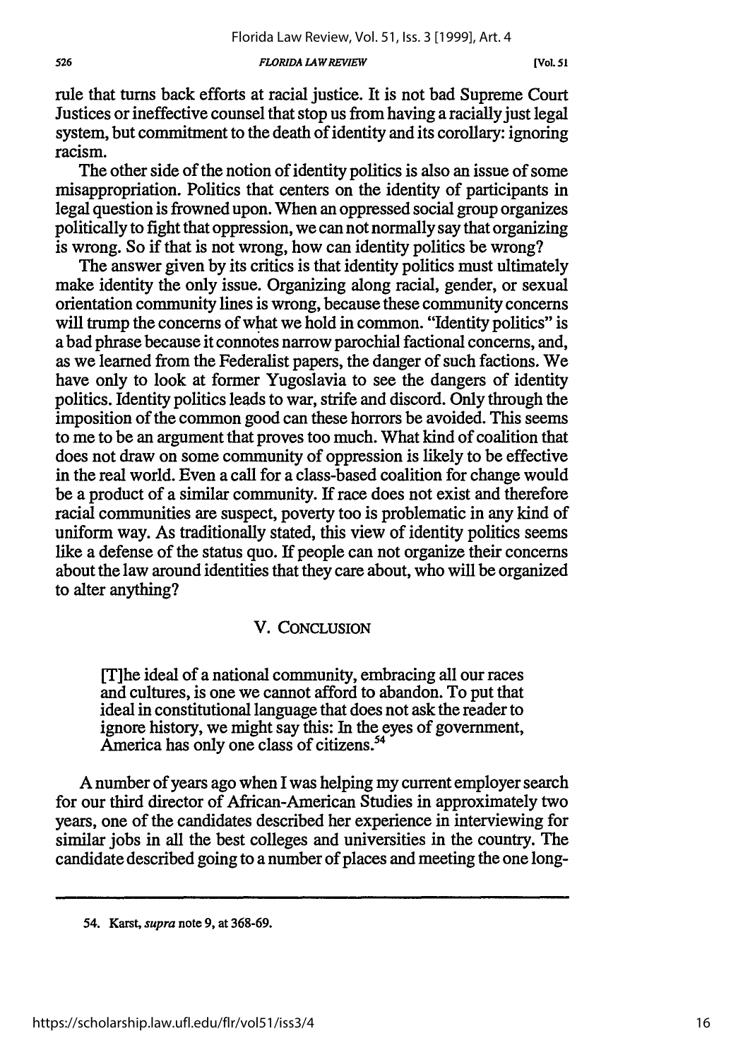rule that turns back efforts at racial justice. It is not bad Supreme Court Justices or ineffective counsel that stop us from having a racially just legal system, but commitment to the death of identity and its corollary: ignoring racism.

The other side of the notion of identity politics is also an issue of some misappropriation. Politics that centers on the identity of participants in legal question is frowned upon. When an oppressed social group organizes politically to fight that oppression, we can not normally say that organizing is wrong. So if that is not wrong, how can identity politics be wrong?

The answer given by its critics is that identity politics must ultimately make identity the only issue. Organizing along racial, gender, or sexual orientation community lines is wrong, because these community concerns will trump the concerns of what we hold in common. "Identity politics" is a bad phrase because it connotes narrow parochial factional concerns, and, as we learned from the Federalist papers, the danger of such factions. We have only to look at former Yugoslavia to see the dangers of identity politics. Identity politics leads to war, strife and discord. Only through the imposition of the common good can these horrors be avoided. This seems to me to be an argument that proves too much. What kind of coalition that does not draw on some community of oppression is likely to be effective in the real world. Even a call for a class-based coalition for change would be a product of a similar community. If race does not exist and therefore racial communities are suspect, poverty too is problematic in any kind of uniform way. As traditionally stated, this view of identity politics seems like a defense of the status quo. If people can not organize their concerns about the law around identities that they care about, who will be organized to alter anything?

## V. CONCLUSION

> [T]he ideal of a national community, embracing all our races and cultures, is one we cannot afford to abandon. To put that ideal in constitutional language that does not ask the reader to ignore history, we might say this: In the eyes of government, America has only one class of citizens.[54]

A number of years ago when I was helping my current employer search for our third director of African-American Studies in approximately two years, one of the candidates described her experience in interviewing for similar jobs in all the best colleges and universities in the country. The candidate described going to a number of places and meeting the one long-

---

54. Karst, *supra* note 9, at 368-69.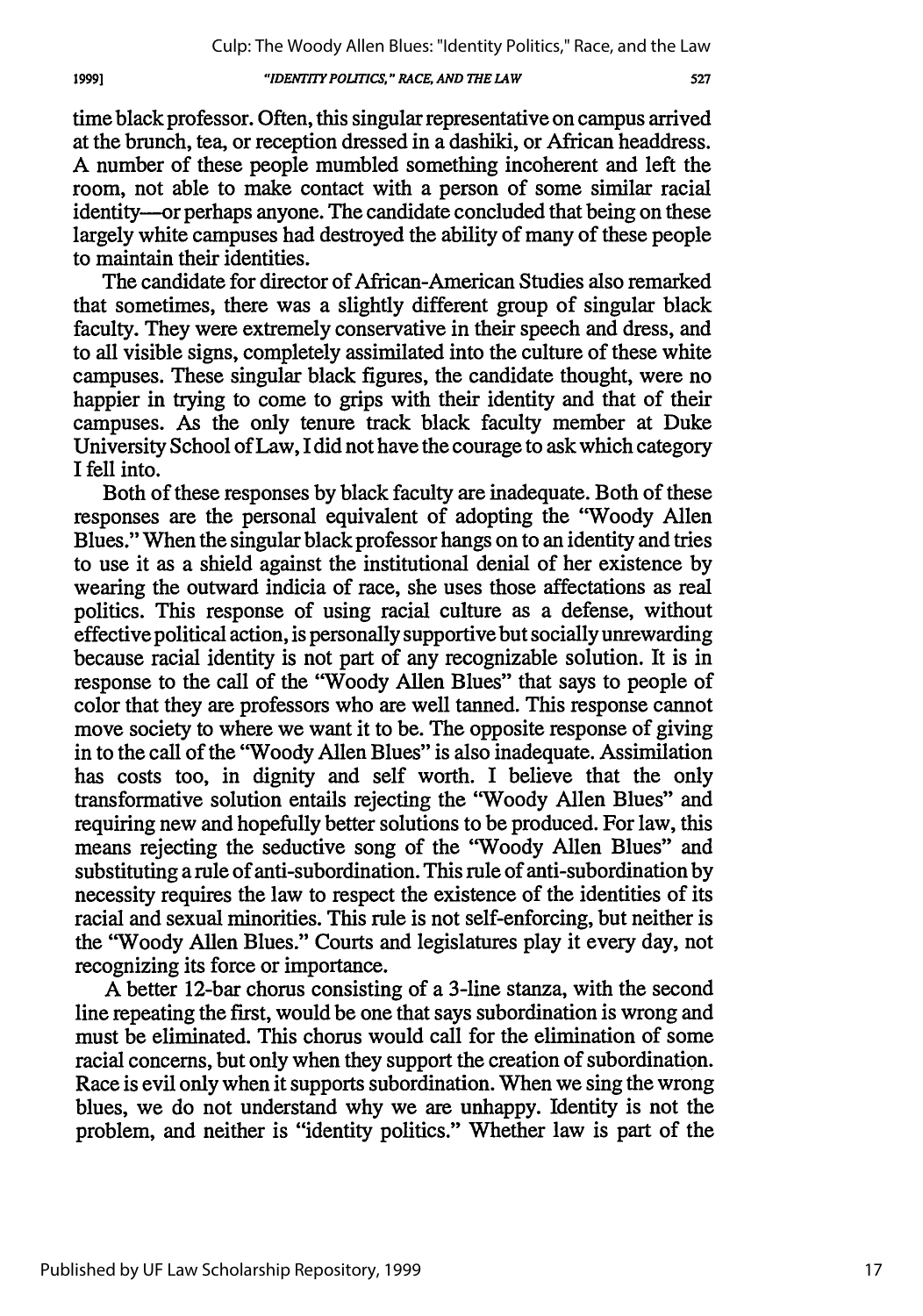time black professor. Often, this singular representative on campus arrived at the brunch, tea, or reception dressed in a dashiki, or African headdress. A number of these people mumbled something incoherent and left the room, not able to make contact with a person of some similar racial identity—or perhaps anyone. The candidate concluded that being on these largely white campuses had destroyed the ability of many of these people to maintain their identities.

The candidate for director of African-American Studies also remarked that sometimes, there was a slightly different group of singular black faculty. They were extremely conservative in their speech and dress, and to all visible signs, completely assimilated into the culture of these white campuses. These singular black figures, the candidate thought, were no happier in trying to come to grips with their identity and that of their campuses. As the only tenure track black faculty member at Duke University School of Law, I did not have the courage to ask which category I fell into.

Both of these responses by black faculty are inadequate. Both of these responses are the personal equivalent of adopting the "Woody Allen Blues." When the singular black professor hangs on to an identity and tries to use it as a shield against the institutional denial of her existence by wearing the outward indicia of race, she uses those affectations as real politics. This response of using racial culture as a defense, without effective political action, is personally supportive but socially unrewarding because racial identity is not part of any recognizable solution. It is in response to the call of the "Woody Allen Blues" that says to people of color that they are professors who are well tanned. This response cannot move society to where we want it to be. The opposite response of giving in to the call of the "Woody Allen Blues" is also inadequate. Assimilation has costs too, in dignity and self worth. I believe that the only transformative solution entails rejecting the "Woody Allen Blues" and requiring new and hopefully better solutions to be produced. For law, this means rejecting the seductive song of the "Woody Allen Blues" and substituting a rule of anti-subordination. This rule of anti-subordination by necessity requires the law to respect the existence of the identities of its racial and sexual minorities. This rule is not self-enforcing, but neither is the "Woody Allen Blues." Courts and legislatures play it every day, not recognizing its force or importance.

A better 12-bar chorus consisting of a 3-line stanza, with the second line repeating the first, would be one that says subordination is wrong and must be eliminated. This chorus would call for the elimination of some racial concerns, but only when they support the creation of subordination. Race is evil only when it supports subordination. When we sing the wrong blues, we do not understand why we are unhappy. Identity is not the problem, and neither is "identity politics." Whether law is part of the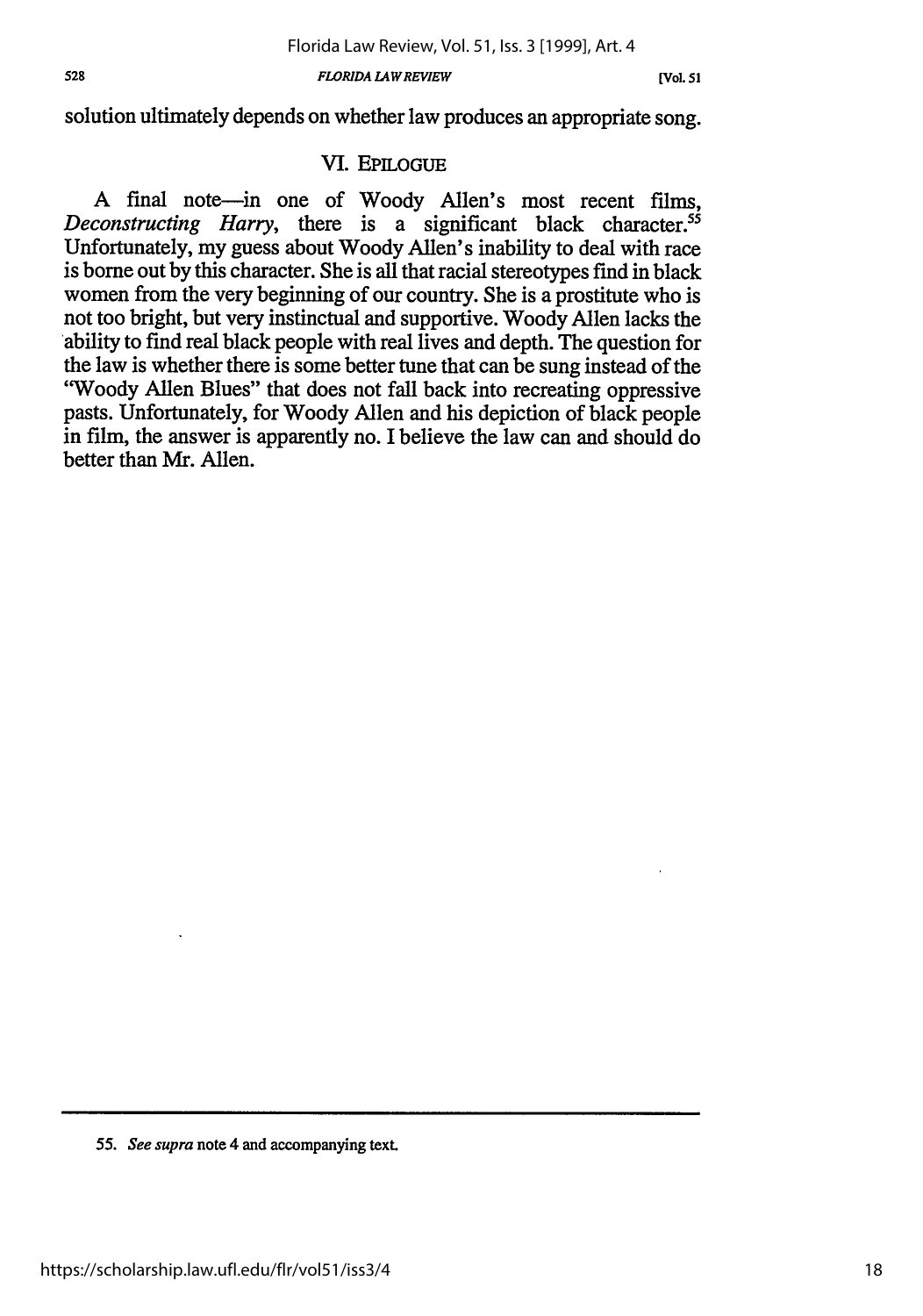solution ultimately depends on whether law produces an appropriate song.

## VI. EPILOGUE

A final note—in one of Woody Allen's most recent films, *Deconstructing Harry*, there is a significant black character.[55] Unfortunately, my guess about Woody Allen's inability to deal with race is borne out by this character. She is all that racial stereotypes find in black women from the very beginning of our country. She is a prostitute who is not too bright, but very instinctual and supportive. Woody Allen lacks the ability to find real black people with real lives and depth. The question for the law is whether there is some better tune that can be sung instead of the "Woody Allen Blues" that does not fall back into recreating oppressive pasts. Unfortunately, for Woody Allen and his depiction of black people in film, the answer is apparently no. I believe the law can and should do better than Mr. Allen.

---

55. *See supra* note 4 and accompanying text.